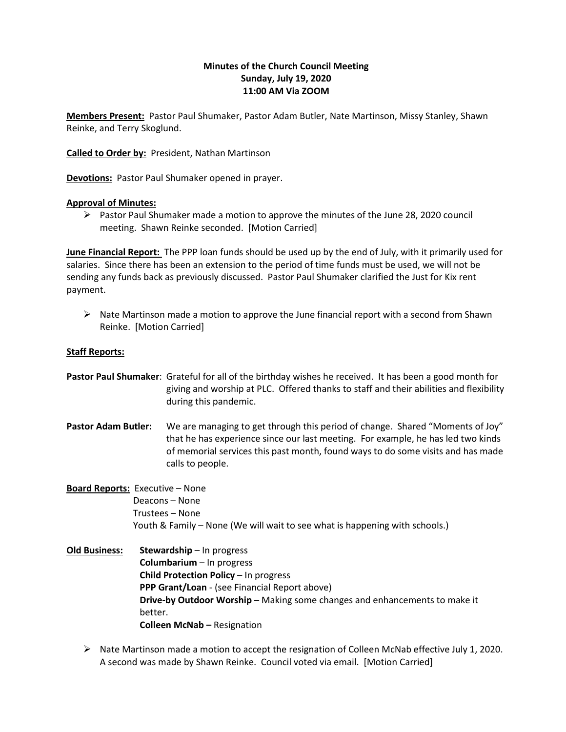**Minutes of the Church Council Meeting**
**Sunday, July 19, 2020**
**11:00 AM Via ZOOM**

**Members Present:** Pastor Paul Shumaker, Pastor Adam Butler, Nate Martinson, Missy Stanley, Shawn Reinke, and Terry Skoglund.

**Called to Order by:** President, Nathan Martinson

**Devotions:** Pastor Paul Shumaker opened in prayer.

**Approval of Minutes:**

- Pastor Paul Shumaker made a motion to approve the minutes of the June 28, 2020 council meeting. Shawn Reinke seconded. [Motion Carried]

**June Financial Report:** The PPP loan funds should be used up by the end of July, with it primarily used for salaries. Since there has been an extension to the period of time funds must be used, we will not be sending any funds back as previously discussed. Pastor Paul Shumaker clarified the Just for Kix rent payment.

- Nate Martinson made a motion to approve the June financial report with a second from Shawn Reinke. [Motion Carried]

**Staff Reports:**

**Pastor Paul Shumaker**: Grateful for all of the birthday wishes he received. It has been a good month for giving and worship at PLC. Offered thanks to staff and their abilities and flexibility during this pandemic.

**Pastor Adam Butler:** We are managing to get through this period of change. Shared "Moments of Joy" that he has experience since our last meeting. For example, he has led two kinds of memorial services this past month, found ways to do some visits and has made calls to people.

**Board Reports:** Executive – None
Deacons – None
Trustees – None
Youth & Family – None (We will wait to see what is happening with schools.)

**Old Business:** **Stewardship** – In progress
**Columbarium** – In progress
**Child Protection Policy** – In progress
**PPP Grant/Loan** - (see Financial Report above)
**Drive-by Outdoor Worship** – Making some changes and enhancements to make it better.
**Colleen McNab –** Resignation

- Nate Martinson made a motion to accept the resignation of Colleen McNab effective July 1, 2020. A second was made by Shawn Reinke. Council voted via email. [Motion Carried]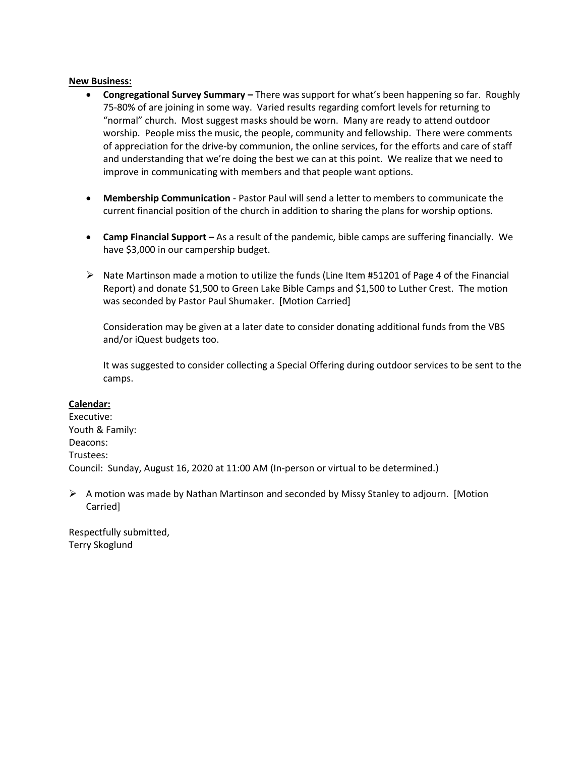**New Business:**

- **Congregational Survey Summary –** There was support for what's been happening so far. Roughly 75-80% of are joining in some way. Varied results regarding comfort levels for returning to "normal" church. Most suggest masks should be worn. Many are ready to attend outdoor worship. People miss the music, the people, community and fellowship. There were comments of appreciation for the drive-by communion, the online services, for the efforts and care of staff and understanding that we're doing the best we can at this point. We realize that we need to improve in communicating with members and that people want options.

- **Membership Communication** - Pastor Paul will send a letter to members to communicate the current financial position of the church in addition to sharing the plans for worship options.

- **Camp Financial Support –** As a result of the pandemic, bible camps are suffering financially. We have $3,000 in our campership budget.

- Nate Martinson made a motion to utilize the funds (Line Item #51201 of Page 4 of the Financial Report) and donate $1,500 to Green Lake Bible Camps and $1,500 to Luther Crest. The motion was seconded by Pastor Paul Shumaker. [Motion Carried]

  Consideration may be given at a later date to consider donating additional funds from the VBS and/or iQuest budgets too.

  It was suggested to consider collecting a Special Offering during outdoor services to be sent to the camps.

**Calendar:**

Executive:
Youth & Family:
Deacons:
Trustees:
Council: Sunday, August 16, 2020 at 11:00 AM (In-person or virtual to be determined.)

- A motion was made by Nathan Martinson and seconded by Missy Stanley to adjourn. [Motion Carried]

Respectfully submitted,
Terry Skoglund